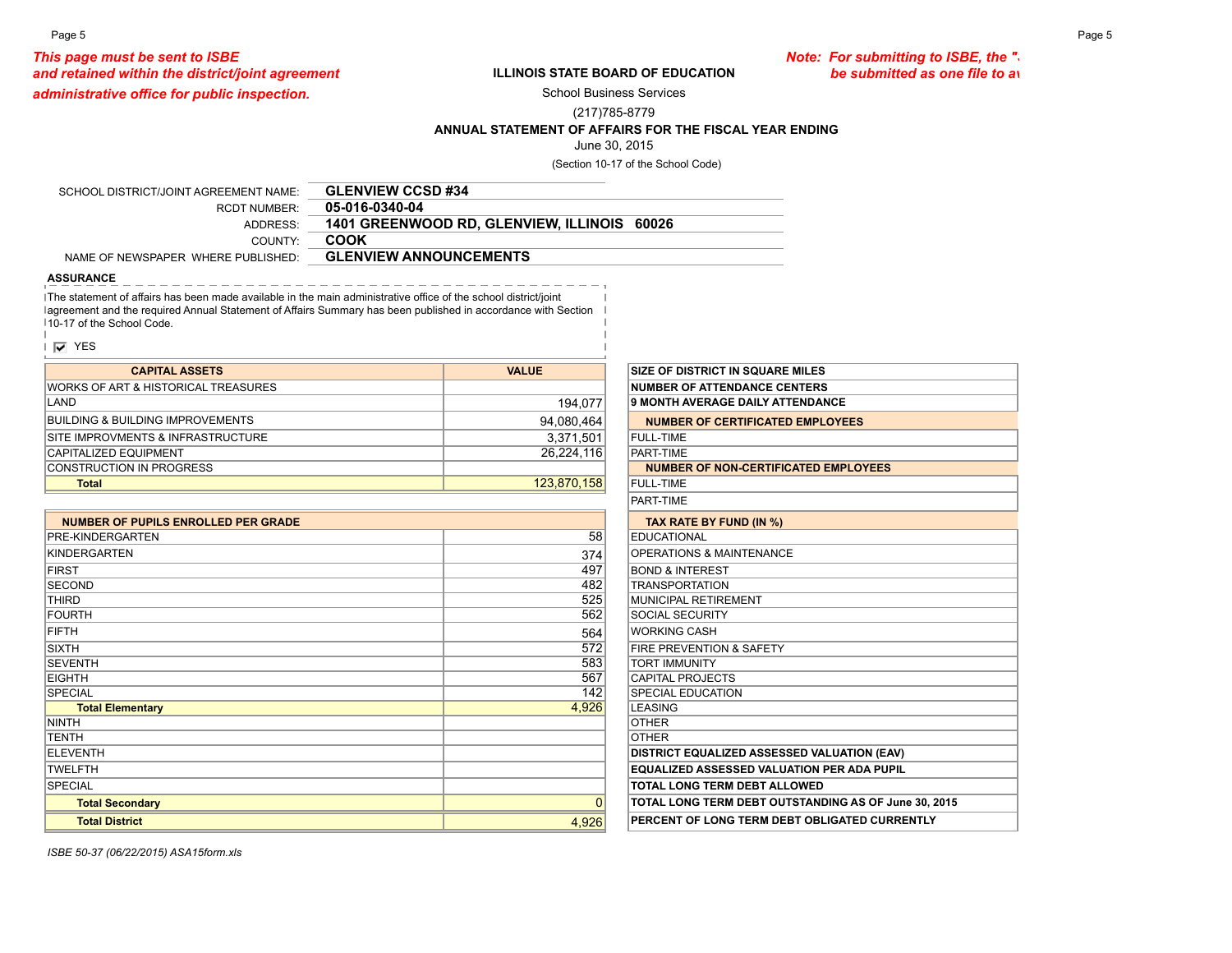*This page must be sent to ISBE and retained within the district/joint agreement administrative office for public inspection.*

*Note: For submitting to ISBE, the ". be submitted as one file to a*

**ILLINOIS STATE BOARD OF EDUCATION**

School Business Services

(217)785-8779

**ANNUAL STATEMENT OF AFFAIRS FOR THE FISCAL YEAR ENDING**

June 30, 2015

(Section 10-17 of the School Code)

| | |
|---|---|
| SCHOOL DISTRICT/JOINT AGREEMENT NAME: | **GLENVIEW CCSD #34** |
| RCDT NUMBER: | **05-016-0340-04** |
| ADDRESS: | **1401 GREENWOOD RD, GLENVIEW, ILLINOIS 60026** |
| COUNTY: | **COOK** |
| NAME OF NEWSPAPER WHERE PUBLISHED: | **GLENVIEW ANNOUNCEMENTS** |

**ASSURANCE**

The statement of affairs has been made available in the main administrative office of the school district/joint agreement and the required Annual Statement of Affairs Summary has been published in accordance with Section 10-17 of the School Code.

☑ YES

| CAPITAL ASSETS | VALUE |
|---|---|
| WORKS OF ART & HISTORICAL TREASURES | |
| LAND | 194,077 |
| BUILDING & BUILDING IMPROVEMENTS | 94,080,464 |
| SITE IMPROVMENTS & INFRASTRUCTURE | 3,371,501 |
| CAPITALIZED EQUIPMENT | 26,224,116 |
| CONSTRUCTION IN PROGRESS | |
| **Total** | 123,870,158 |

| NUMBER OF PUPILS ENROLLED PER GRADE | |
|---|---|
| PRE-KINDERGARTEN | 58 |
| KINDERGARTEN | 374 |
| FIRST | 497 |
| SECOND | 482 |
| THIRD | 525 |
| FOURTH | 562 |
| FIFTH | 564 |
| SIXTH | 572 |
| SEVENTH | 583 |
| EIGHTH | 567 |
| SPECIAL | 142 |
| **Total Elementary** | 4,926 |
| NINTH | |
| TENTH | |
| ELEVENTH | |
| TWELFTH | |
| SPECIAL | |
| **Total Secondary** | 0 |
| **Total District** | 4,926 |

| | |
|---|---|
| **SIZE OF DISTRICT IN SQUARE MILES** | |
| **NUMBER OF ATTENDANCE CENTERS** | |
| **9 MONTH AVERAGE DAILY ATTENDANCE** | |
| **NUMBER OF CERTIFICATED EMPLOYEES** | |
| FULL-TIME | |
| PART-TIME | |
| **NUMBER OF NON-CERTIFICATED EMPLOYEES** | |
| FULL-TIME | |
| PART-TIME | |
| **TAX RATE BY FUND (IN %)** | |
| EDUCATIONAL | |
| OPERATIONS & MAINTENANCE | |
| BOND & INTEREST | |
| TRANSPORTATION | |
| MUNICIPAL RETIREMENT | |
| SOCIAL SECURITY | |
| WORKING CASH | |
| FIRE PREVENTION & SAFETY | |
| TORT IMMUNITY | |
| CAPITAL PROJECTS | |
| SPECIAL EDUCATION | |
| LEASING | |
| OTHER | |
| OTHER | |
| **DISTRICT EQUALIZED ASSESSED VALUATION (EAV)** | |
| **EQUALIZED ASSESSED VALUATION PER ADA PUPIL** | |
| **TOTAL LONG TERM DEBT ALLOWED** | |
| **TOTAL LONG TERM DEBT OUTSTANDING AS OF June 30, 2015** | |
| **PERCENT OF LONG TERM DEBT OBLIGATED CURRENTLY** | |

*ISBE 50-37 (06/22/2015) ASA15form.xls*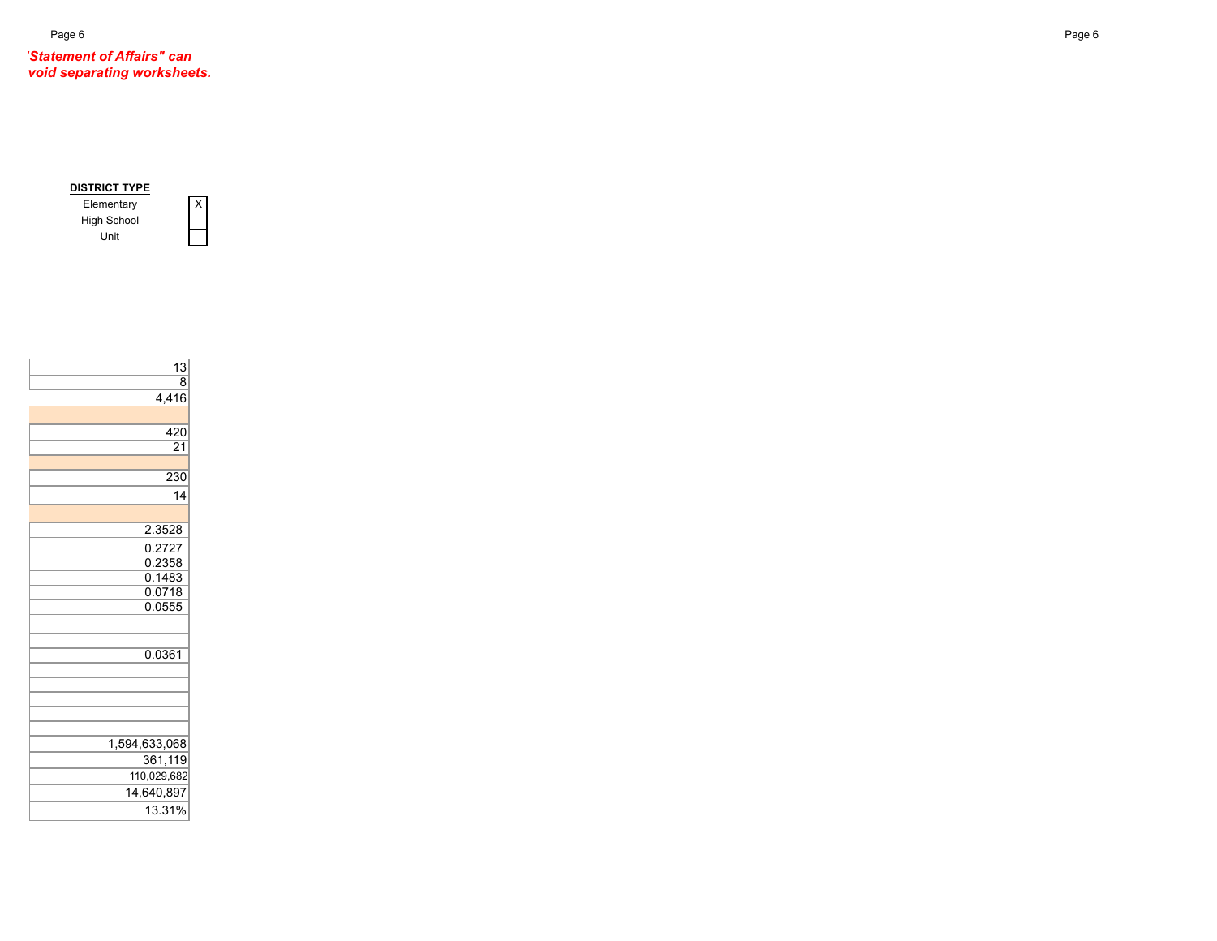*'Statement of Affairs" can*
*void separating worksheets.*

**DISTRICT TYPE**

| | |
|---|---|
| Elementary | X |
| High School | |
| Unit | |

| |
|---|
| 13 |
| 8 |
| 4,416 |
| |
| 420 |
| 21 |
| |
| 230 |
| 14 |
| |
| 2.3528 |
| 0.2727 |
| 0.2358 |
| 0.1483 |
| 0.0718 |
| 0.0555 |
| |
| |
| 0.0361 |
| |
| |
| |
| |
| |
| 1,594,633,068 |
| 361,119 |
| 110,029,682 |
| 14,640,897 |
| 13.31% |